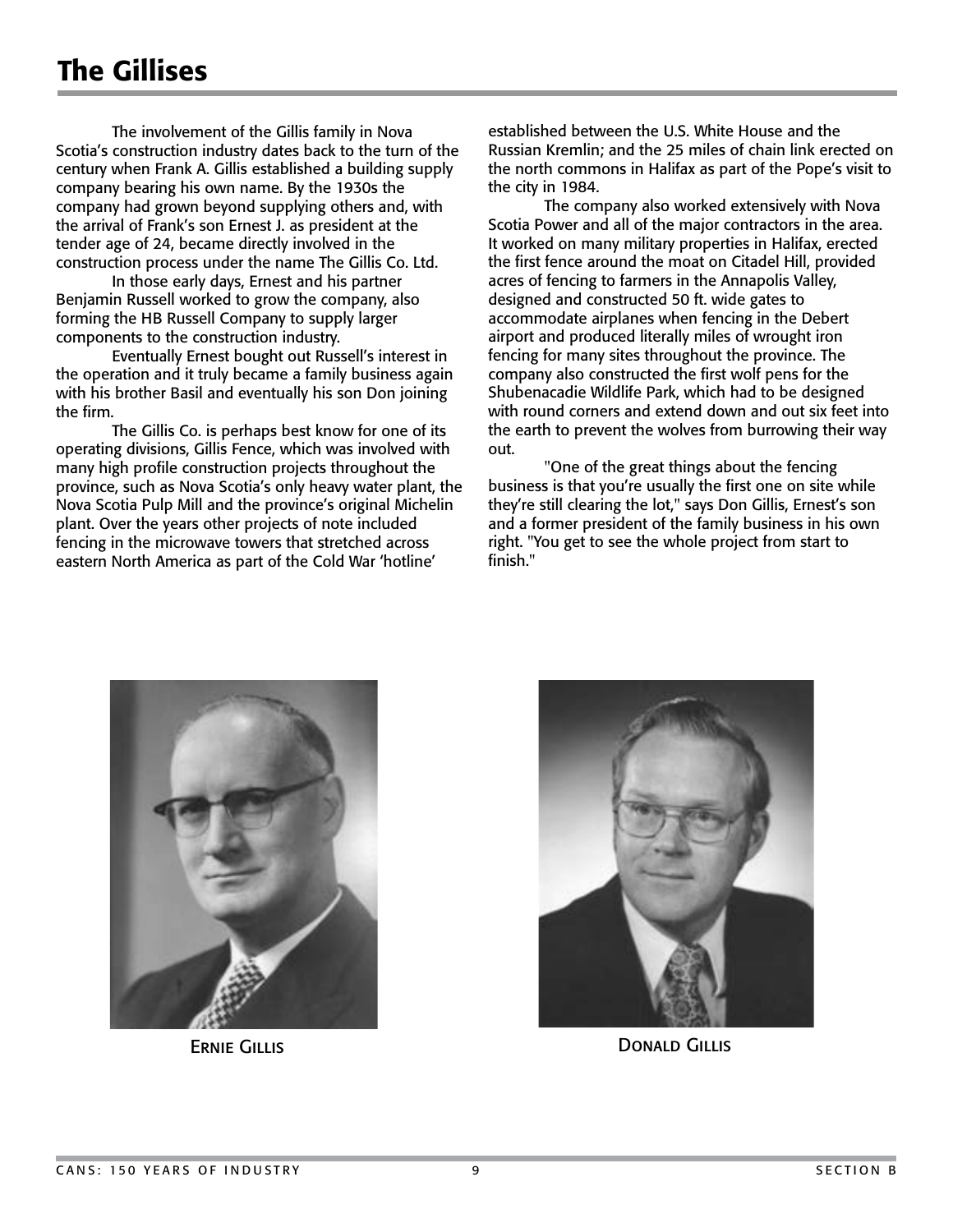# The Gillises

The involvement of the Gillis family in Nova Scotia's construction industry dates back to the turn of the century when Frank A. Gillis established a building supply company bearing his own name. By the 1930s the company had grown beyond supplying others and, with the arrival of Frank's son Ernest J. as president at the tender age of 24, became directly involved in the construction process under the name The Gillis Co. Ltd.

In those early days, Ernest and his partner Benjamin Russell worked to grow the company, also forming the HB Russell Company to supply larger components to the construction industry.

Eventually Ernest bought out Russell's interest in the operation and it truly became a family business again with his brother Basil and eventually his son Don joining the firm.

The Gillis Co. is perhaps best know for one of its operating divisions, Gillis Fence, which was involved with many high profile construction projects throughout the province, such as Nova Scotia's only heavy water plant, the Nova Scotia Pulp Mill and the province's original Michelin plant. Over the years other projects of note included fencing in the microwave towers that stretched across eastern North America as part of the Cold War 'hotline' established between the U.S. White House and the Russian Kremlin; and the 25 miles of chain link erected on the north commons in Halifax as part of the Pope's visit to the city in 1984.

The company also worked extensively with Nova Scotia Power and all of the major contractors in the area. It worked on many military properties in Halifax, erected the first fence around the moat on Citadel Hill, provided acres of fencing to farmers in the Annapolis Valley, designed and constructed 50 ft. wide gates to accommodate airplanes when fencing in the Debert airport and produced literally miles of wrought iron fencing for many sites throughout the province. The company also constructed the first wolf pens for the Shubenacadie Wildlife Park, which had to be designed with round corners and extend down and out six feet into the earth to prevent the wolves from burrowing their way out.

"One of the great things about the fencing business is that you're usually the first one on site while they're still clearing the lot," says Don Gillis, Ernest's son and a former president of the family business in his own right. "You get to see the whole project from start to finish."

ERNIE GILLIS

DONALD GILLIS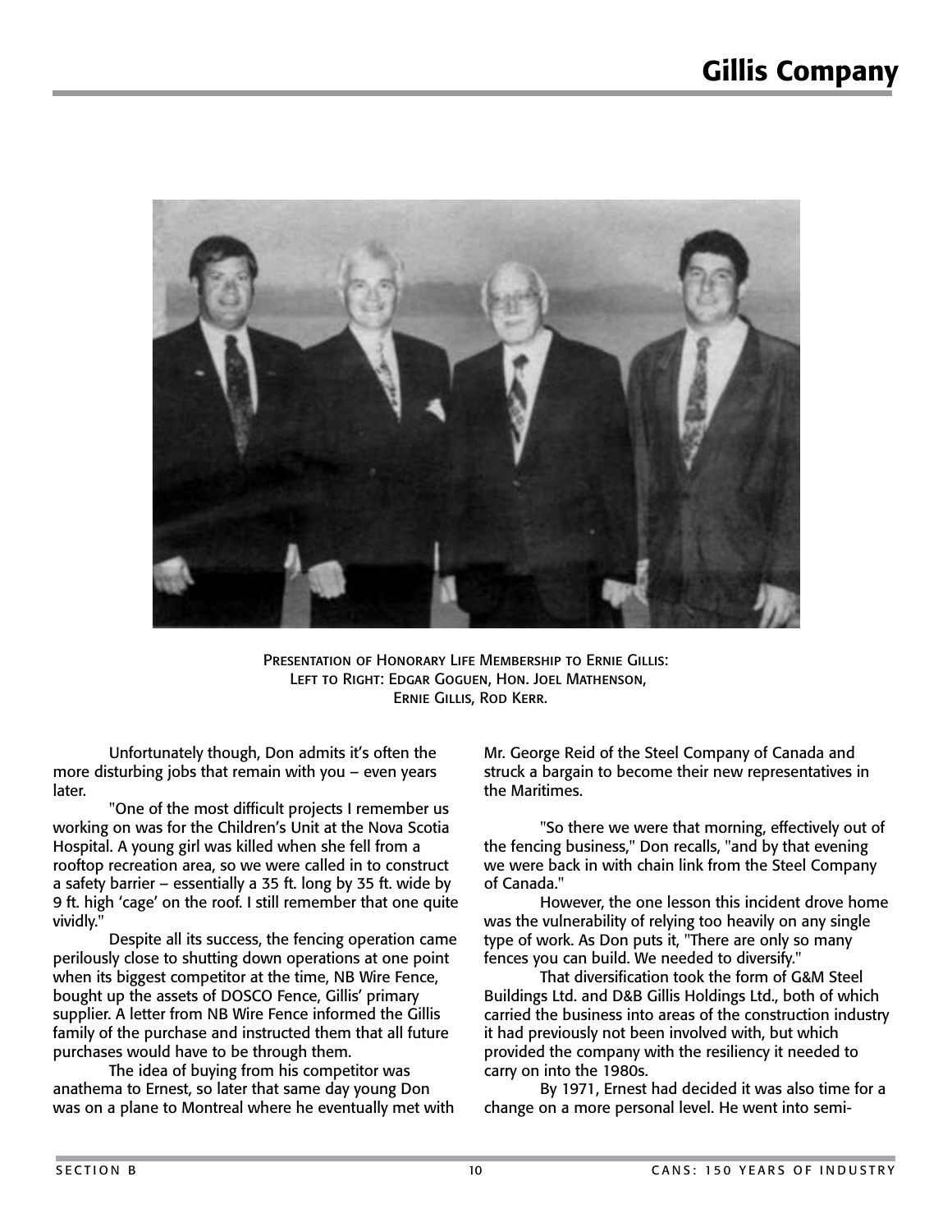PRESENTATION OF HONORARY LIFE MEMBERSHIP TO ERNIE GILLIS:
LEFT TO RIGHT: EDGAR GOGUEN, HON. JOEL MATHENSON,
ERNIE GILLIS, ROD KERR.

Unfortunately though, Don admits it's often the more disturbing jobs that remain with you – even years later.

"One of the most difficult projects I remember us working on was for the Children's Unit at the Nova Scotia Hospital. A young girl was killed when she fell from a rooftop recreation area, so we were called in to construct a safety barrier – essentially a 35 ft. long by 35 ft. wide by 9 ft. high 'cage' on the roof. I still remember that one quite vividly."

Despite all its success, the fencing operation came perilously close to shutting down operations at one point when its biggest competitor at the time, NB Wire Fence, bought up the assets of DOSCO Fence, Gillis' primary supplier. A letter from NB Wire Fence informed the Gillis family of the purchase and instructed them that all future purchases would have to be through them.

The idea of buying from his competitor was anathema to Ernest, so later that same day young Don was on a plane to Montreal where he eventually met with Mr. George Reid of the Steel Company of Canada and struck a bargain to become their new representatives in the Maritimes.

"So there we were that morning, effectively out of the fencing business," Don recalls, "and by that evening we were back in with chain link from the Steel Company of Canada."

However, the one lesson this incident drove home was the vulnerability of relying too heavily on any single type of work. As Don puts it, "There are only so many fences you can build. We needed to diversify."

That diversification took the form of G&M Steel Buildings Ltd. and D&B Gillis Holdings Ltd., both of which carried the business into areas of the construction industry it had previously not been involved with, but which provided the company with the resiliency it needed to carry on into the 1980s.

By 1971, Ernest had decided it was also time for a change on a more personal level. He went into semi-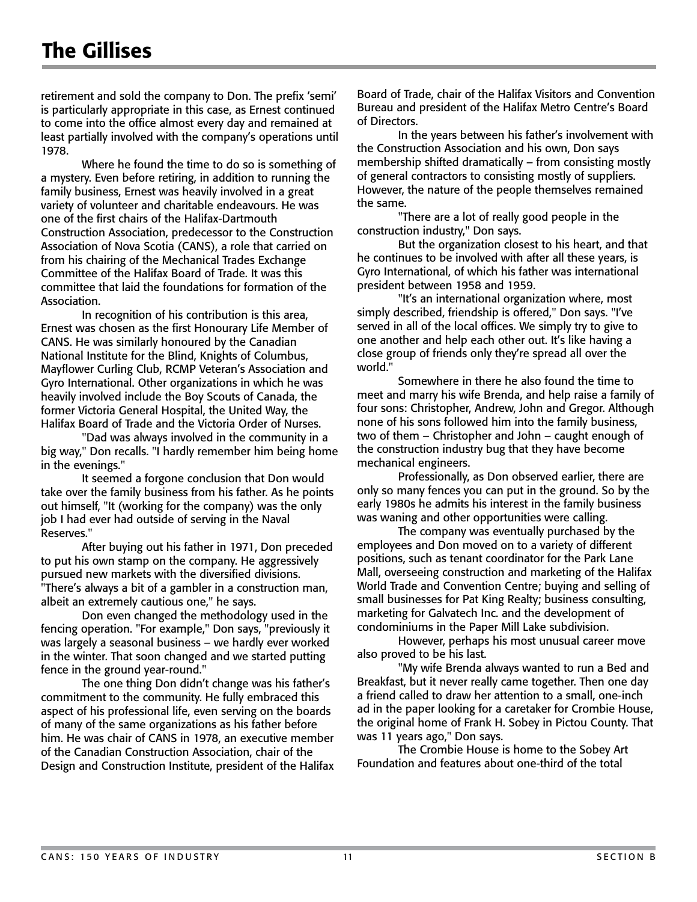# The Gillises

retirement and sold the company to Don. The prefix 'semi' is particularly appropriate in this case, as Ernest continued to come into the office almost every day and remained at least partially involved with the company's operations until 1978.

Where he found the time to do so is something of a mystery. Even before retiring, in addition to running the family business, Ernest was heavily involved in a great variety of volunteer and charitable endeavours. He was one of the first chairs of the Halifax-Dartmouth Construction Association, predecessor to the Construction Association of Nova Scotia (CANS), a role that carried on from his chairing of the Mechanical Trades Exchange Committee of the Halifax Board of Trade. It was this committee that laid the foundations for formation of the Association.

In recognition of his contribution is this area, Ernest was chosen as the first Honourary Life Member of CANS. He was similarly honoured by the Canadian National Institute for the Blind, Knights of Columbus, Mayflower Curling Club, RCMP Veteran's Association and Gyro International. Other organizations in which he was heavily involved include the Boy Scouts of Canada, the former Victoria General Hospital, the United Way, the Halifax Board of Trade and the Victoria Order of Nurses.

"Dad was always involved in the community in a big way," Don recalls. "I hardly remember him being home in the evenings."

It seemed a forgone conclusion that Don would take over the family business from his father. As he points out himself, "It (working for the company) was the only job I had ever had outside of serving in the Naval Reserves."

After buying out his father in 1971, Don preceded to put his own stamp on the company. He aggressively pursued new markets with the diversified divisions. "There's always a bit of a gambler in a construction man, albeit an extremely cautious one," he says.

Don even changed the methodology used in the fencing operation. "For example," Don says, "previously it was largely a seasonal business – we hardly ever worked in the winter. That soon changed and we started putting fence in the ground year-round."

The one thing Don didn't change was his father's commitment to the community. He fully embraced this aspect of his professional life, even serving on the boards of many of the same organizations as his father before him. He was chair of CANS in 1978, an executive member of the Canadian Construction Association, chair of the Design and Construction Institute, president of the Halifax Board of Trade, chair of the Halifax Visitors and Convention Bureau and president of the Halifax Metro Centre's Board of Directors.

In the years between his father's involvement with the Construction Association and his own, Don says membership shifted dramatically – from consisting mostly of general contractors to consisting mostly of suppliers. However, the nature of the people themselves remained the same.

"There are a lot of really good people in the construction industry," Don says.

But the organization closest to his heart, and that he continues to be involved with after all these years, is Gyro International, of which his father was international president between 1958 and 1959.

"It's an international organization where, most simply described, friendship is offered," Don says. "I've served in all of the local offices. We simply try to give to one another and help each other out. It's like having a close group of friends only they're spread all over the world."

Somewhere in there he also found the time to meet and marry his wife Brenda, and help raise a family of four sons: Christopher, Andrew, John and Gregor. Although none of his sons followed him into the family business, two of them – Christopher and John – caught enough of the construction industry bug that they have become mechanical engineers.

Professionally, as Don observed earlier, there are only so many fences you can put in the ground. So by the early 1980s he admits his interest in the family business was waning and other opportunities were calling.

The company was eventually purchased by the employees and Don moved on to a variety of different positions, such as tenant coordinator for the Park Lane Mall, overseeing construction and marketing of the Halifax World Trade and Convention Centre; buying and selling of small businesses for Pat King Realty; business consulting, marketing for Galvatech Inc. and the development of condominiums in the Paper Mill Lake subdivision.

However, perhaps his most unusual career move also proved to be his last.

"My wife Brenda always wanted to run a Bed and Breakfast, but it never really came together. Then one day a friend called to draw her attention to a small, one-inch ad in the paper looking for a caretaker for Crombie House, the original home of Frank H. Sobey in Pictou County. That was 11 years ago," Don says.

The Crombie House is home to the Sobey Art Foundation and features about one-third of the total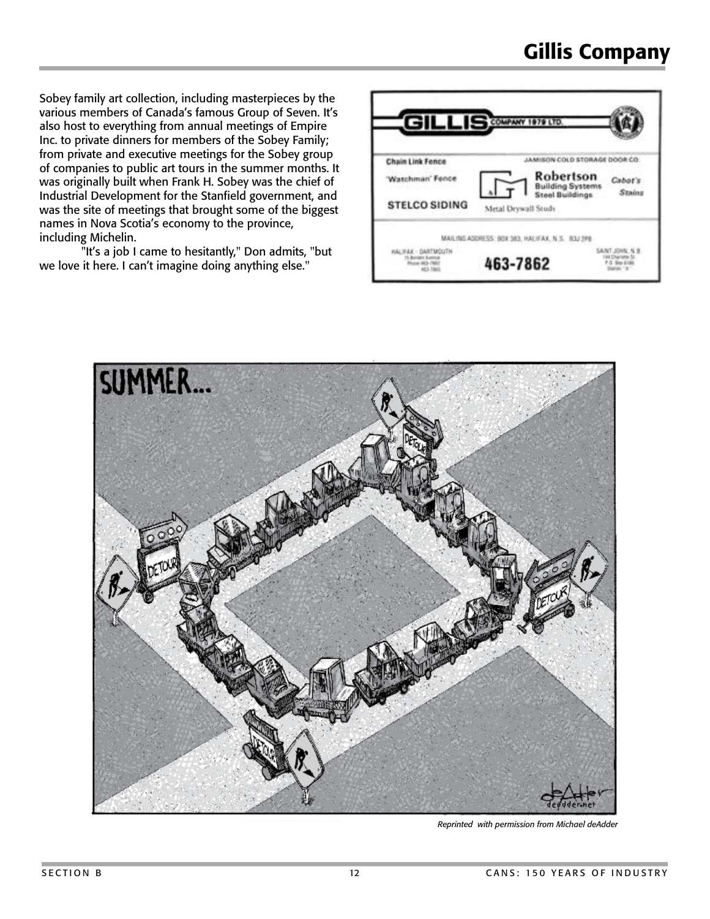Sobey family art collection, including masterpieces by the various members of Canada's famous Group of Seven. It's also host to everything from annual meetings of Empire Inc. to private dinners for members of the Sobey Family; from private and executive meetings for the Sobey group of companies to public art tours in the summer months. It was originally built when Frank H. Sobey was the chief of Industrial Development for the Stanfield government, and was the site of meetings that brought some of the biggest names in Nova Scotia's economy to the province, including Michelin.

"It's a job I came to hesitantly," Don admits, "but we love it here. I can't imagine doing anything else."

GILLIS COMPANY 1979 LTD.

Chain Link Fence

'Watchman' Fence

STELCO SIDING

JAMISON COLD STORAGE DOOR CO.

Robertson Building Systems Steel Buildings

Cabot's Stains

Metal Drywall Studs

MAILING ADDRESS: BOX 383, HALIFAX, N.S. B3J 2P8

HALIFAX - DARTMOUTH

463-7862

SAINT JOHN, N.B.

SUMMER...

*Reprinted with permission from Michael deAdder*